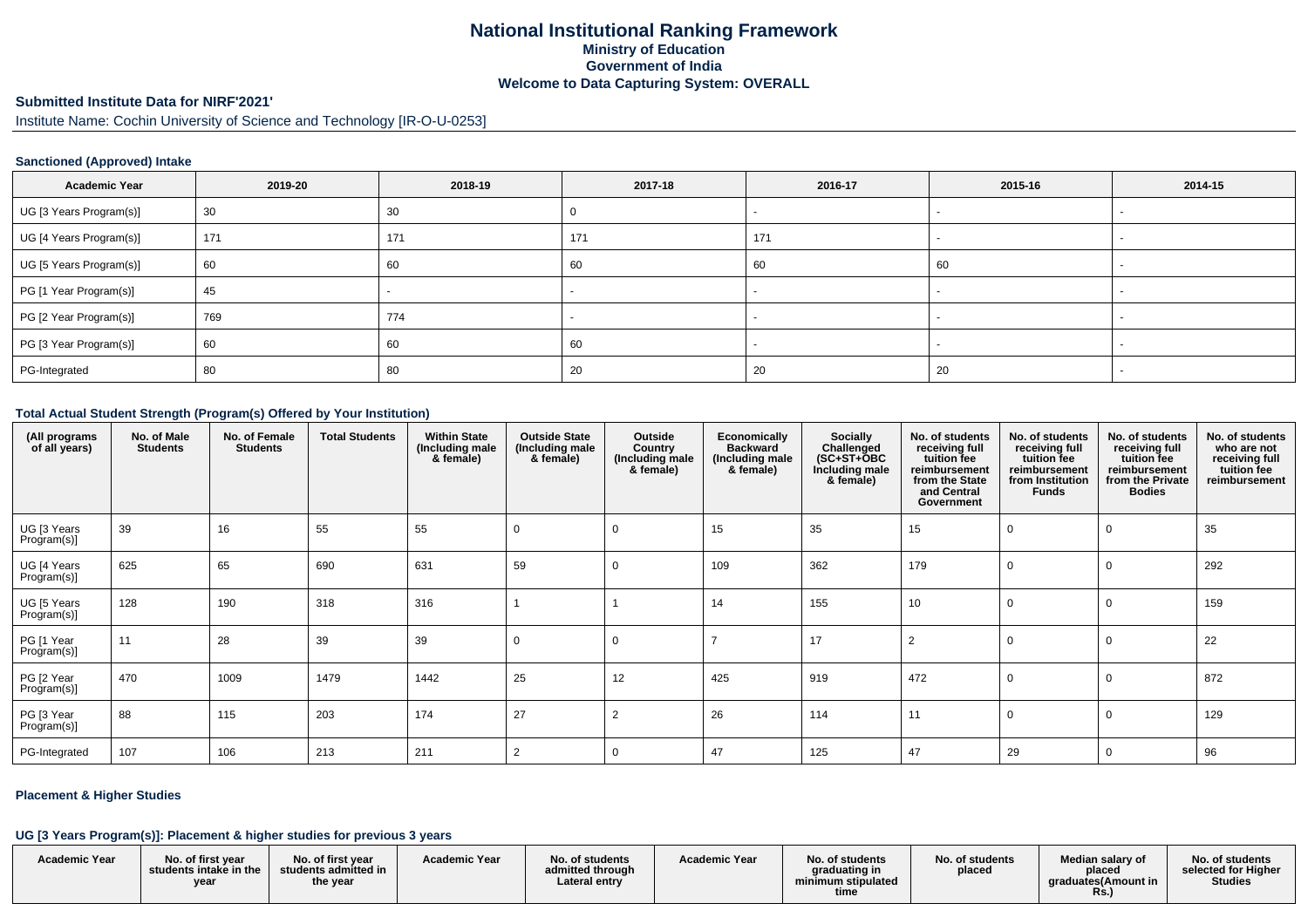# National Institutional Ranking Framework
## Ministry of Education
## Government of India
## Welcome to Data Capturing System: OVERALL

**Submitted Institute Data for NIRF'2021'**

Institute Name: Cochin University of Science and Technology [IR-O-U-0253]

### Sanctioned (Approved) Intake

| Academic Year | 2019-20 | 2018-19 | 2017-18 | 2016-17 | 2015-16 | 2014-15 |
|---|---|---|---|---|---|---|
| UG [3 Years Program(s)] | 30 | 30 | 0 | - | - | - |
| UG [4 Years Program(s)] | 171 | 171 | 171 | 171 | - | - |
| UG [5 Years Program(s)] | 60 | 60 | 60 | 60 | 60 | - |
| PG [1 Year Program(s)] | 45 | - | - | - | - | - |
| PG [2 Year Program(s)] | 769 | 774 | - | - | - | - |
| PG [3 Year Program(s)] | 60 | 60 | 60 | - | - | - |
| PG-Integrated | 80 | 80 | 20 | 20 | 20 | - |

### Total Actual Student Strength (Program(s) Offered by Your Institution)

| (All programs of all years) | No. of Male Students | No. of Female Students | Total Students | Within State (Including male & female) | Outside State (Including male & female) | Outside Country (Including male & female) | Economically Backward (Including male & female) | Socially Challenged (SC+ST+OBC Including male & female) | No. of students receiving full tuition fee reimbursement from the State and Central Government | No. of students receiving full tuition fee reimbursement from Institution Funds | No. of students receiving full tuition fee reimbursement from the Private Bodies | No. of students who are not receiving full tuition fee reimbursement |
|---|---|---|---|---|---|---|---|---|---|---|---|---|
| UG [3 Years Program(s)] | 39 | 16 | 55 | 55 | 0 | 0 | 15 | 35 | 15 | 0 | 0 | 35 |
| UG [4 Years Program(s)] | 625 | 65 | 690 | 631 | 59 | 0 | 109 | 362 | 179 | 0 | 0 | 292 |
| UG [5 Years Program(s)] | 128 | 190 | 318 | 316 | 1 | 1 | 14 | 155 | 10 | 0 | 0 | 159 |
| PG [1 Year Program(s)] | 11 | 28 | 39 | 39 | 0 | 0 | 7 | 17 | 2 | 0 | 0 | 22 |
| PG [2 Year Program(s)] | 470 | 1009 | 1479 | 1442 | 25 | 12 | 425 | 919 | 472 | 0 | 0 | 872 |
| PG [3 Year Program(s)] | 88 | 115 | 203 | 174 | 27 | 2 | 26 | 114 | 11 | 0 | 0 | 129 |
| PG-Integrated | 107 | 106 | 213 | 211 | 2 | 0 | 47 | 125 | 47 | 29 | 0 | 96 |

### Placement & Higher Studies

#### UG [3 Years Program(s)]: Placement & higher studies for previous 3 years

| Academic Year | No. of first year students intake in the year | No. of first year students admitted in the year | Academic Year | No. of students admitted through Lateral entry | Academic Year | No. of students graduating in minimum stipulated time | No. of students placed | Median salary of placed graduates(Amount in Rs.) | No. of students selected for Higher Studies |
|---|---|---|---|---|---|---|---|---|---|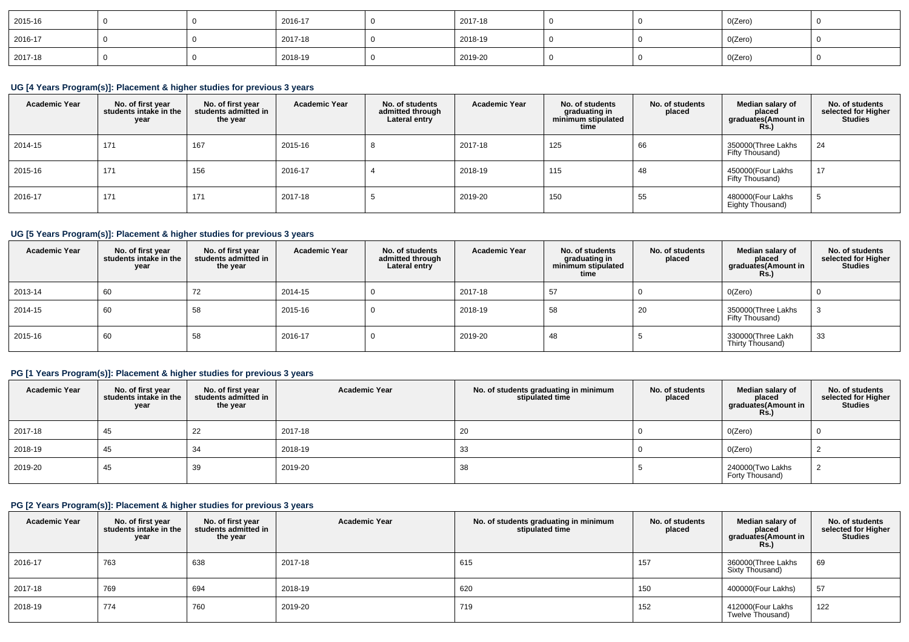| 2015-16 | 0 | 0 | 2016-17 | 0 | 2017-18 | 0 | 0 | 0(Zero) | 0 |
|---|---|---|---|---|---|---|---|---|---|
| 2016-17 | 0 | 0 | 2017-18 | 0 | 2018-19 | 0 | 0 | 0(Zero) | 0 |
| 2017-18 | 0 | 0 | 2018-19 | 0 | 2019-20 | 0 | 0 | 0(Zero) | 0 |

### UG [4 Years Program(s)]: Placement & higher studies for previous 3 years

| Academic Year | No. of first year students intake in the year | No. of first year students admitted in the year | Academic Year | No. of students admitted through Lateral entry | Academic Year | No. of students graduating in minimum stipulated time | No. of students placed | Median salary of placed graduates(Amount in Rs.) | No. of students selected for Higher Studies |
|---|---|---|---|---|---|---|---|---|---|
| 2014-15 | 171 | 167 | 2015-16 | 8 | 2017-18 | 125 | 66 | 350000(Three Lakhs Fifty Thousand) | 24 |
| 2015-16 | 171 | 156 | 2016-17 | 4 | 2018-19 | 115 | 48 | 450000(Four Lakhs Fifty Thousand) | 17 |
| 2016-17 | 171 | 171 | 2017-18 | 5 | 2019-20 | 150 | 55 | 480000(Four Lakhs Eighty Thousand) | 5 |

### UG [5 Years Program(s)]: Placement & higher studies for previous 3 years

| Academic Year | No. of first year students intake in the year | No. of first year students admitted in the year | Academic Year | No. of students admitted through Lateral entry | Academic Year | No. of students graduating in minimum stipulated time | No. of students placed | Median salary of placed graduates(Amount in Rs.) | No. of students selected for Higher Studies |
|---|---|---|---|---|---|---|---|---|---|
| 2013-14 | 60 | 72 | 2014-15 | 0 | 2017-18 | 57 | 0 | 0(Zero) | 0 |
| 2014-15 | 60 | 58 | 2015-16 | 0 | 2018-19 | 58 | 20 | 350000(Three Lakhs Fifty Thousand) | 3 |
| 2015-16 | 60 | 58 | 2016-17 | 0 | 2019-20 | 48 | 5 | 330000(Three Lakh Thirty Thousand) | 33 |

### PG [1 Years Program(s)]: Placement & higher studies for previous 3 years

| Academic Year | No. of first year students intake in the year | No. of first year students admitted in the year | Academic Year | No. of students graduating in minimum stipulated time | No. of students placed | Median salary of placed graduates(Amount in Rs.) | No. of students selected for Higher Studies |
|---|---|---|---|---|---|---|---|
| 2017-18 | 45 | 22 | 2017-18 | 20 | 0 | 0(Zero) | 0 |
| 2018-19 | 45 | 34 | 2018-19 | 33 | 0 | 0(Zero) | 2 |
| 2019-20 | 45 | 39 | 2019-20 | 38 | 5 | 240000(Two Lakhs Forty Thousand) | 2 |

### PG [2 Years Program(s)]: Placement & higher studies for previous 3 years

| Academic Year | No. of first year students intake in the year | No. of first year students admitted in the year | Academic Year | No. of students graduating in minimum stipulated time | No. of students placed | Median salary of placed graduates(Amount in Rs.) | No. of students selected for Higher Studies |
|---|---|---|---|---|---|---|---|
| 2016-17 | 763 | 638 | 2017-18 | 615 | 157 | 360000(Three Lakhs Sixty Thousand) | 69 |
| 2017-18 | 769 | 694 | 2018-19 | 620 | 150 | 400000(Four Lakhs) | 57 |
| 2018-19 | 774 | 760 | 2019-20 | 719 | 152 | 412000(Four Lakhs Twelve Thousand) | 122 |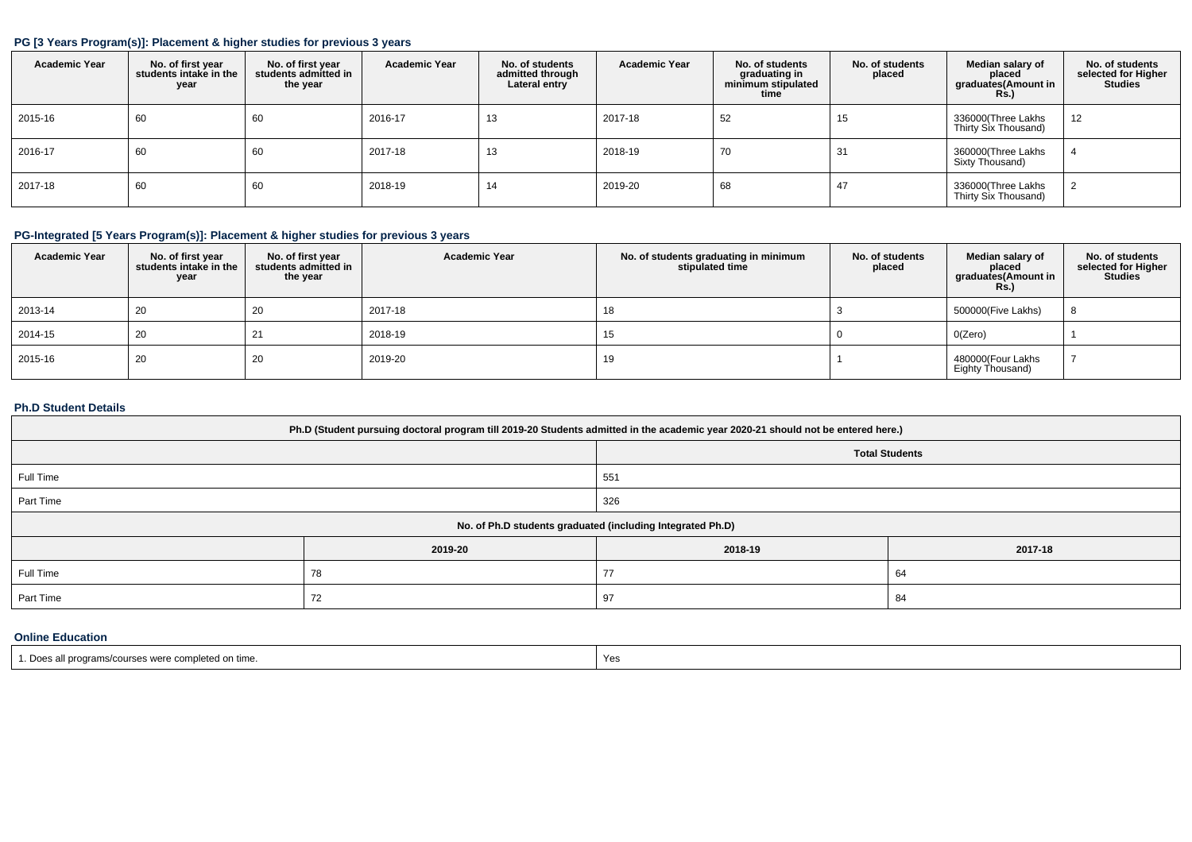### PG [3 Years Program(s)]: Placement & higher studies for previous 3 years

| Academic Year | No. of first year students intake in the year | No. of first year students admitted in the year | Academic Year | No. of students admitted through Lateral entry | Academic Year | No. of students graduating in minimum stipulated time | No. of students placed | Median salary of placed graduates(Amount in Rs.) | No. of students selected for Higher Studies |
|---|---|---|---|---|---|---|---|---|---|
| 2015-16 | 60 | 60 | 2016-17 | 13 | 2017-18 | 52 | 15 | 336000(Three Lakhs Thirty Six Thousand) | 12 |
| 2016-17 | 60 | 60 | 2017-18 | 13 | 2018-19 | 70 | 31 | 360000(Three Lakhs Sixty Thousand) | 4 |
| 2017-18 | 60 | 60 | 2018-19 | 14 | 2019-20 | 68 | 47 | 336000(Three Lakhs Thirty Six Thousand) | 2 |

### PG-Integrated [5 Years Program(s)]: Placement & higher studies for previous 3 years

| Academic Year | No. of first year students intake in the year | No. of first year students admitted in the year | Academic Year | No. of students graduating in minimum stipulated time | No. of students placed | Median salary of placed graduates(Amount in Rs.) | No. of students selected for Higher Studies |
|---|---|---|---|---|---|---|---|
| 2013-14 | 20 | 20 | 2017-18 | 18 | 3 | 500000(Five Lakhs) | 8 |
| 2014-15 | 20 | 21 | 2018-19 | 15 | 0 | 0(Zero) | 1 |
| 2015-16 | 20 | 20 | 2019-20 | 19 | 1 | 480000(Four Lakhs Eighty Thousand) | 7 |

### Ph.D Student Details

| Ph.D (Student pursuing doctoral program till 2019-20 Students admitted in the academic year 2020-21 should not be entered here.) | | | |
|---|---|---|---|
| | | Total Students | |
| Full Time | | 551 | |
| Part Time | | 326 | |
| No. of Ph.D students graduated (including Integrated Ph.D) | | | |
| | 2019-20 | 2018-19 | 2017-18 |
| Full Time | 78 | 77 | 64 |
| Part Time | 72 | 97 | 84 |

### Online Education

| 1. Does all programs/courses were completed on time. | Yes |
|---|---|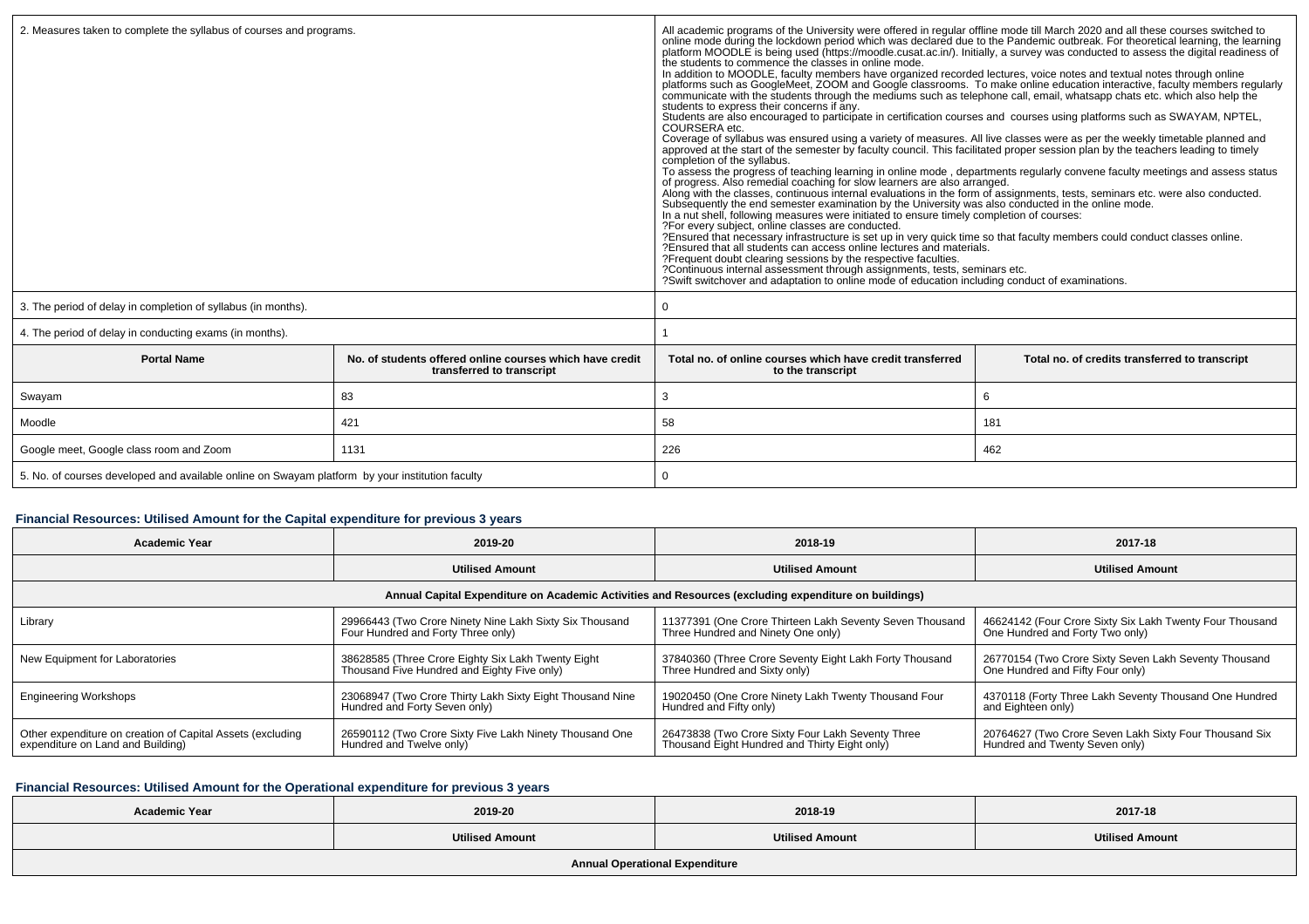| 2. Measures taken to complete the syllabus of courses and programs. | | All academic programs of the University were offered in regular offline mode till March 2020 and all these courses switched to online mode during the lockdown period which was declared due to the Pandemic outbreak. For theoretical learning, the learning platform MOODLE is being used (https://moodle.cusat.ac.in/). Initially, a survey was conducted to assess the digital readiness of the students to commence the classes in online mode. In addition to MOODLE, faculty members have organized recorded lectures, voice notes and textual notes through online platforms such as GoogleMeet, ZOOM and Google classrooms. To make online education interactive, faculty members regularly communicate with the students through the mediums such as telephone call, email, whatsapp chats etc. which also help the students to express their concerns if any. Students are also encouraged to participate in certification courses and courses using platforms such as SWAYAM, NPTEL, COURSERA etc. Coverage of syllabus was ensured using a variety of measures. All live classes were as per the weekly timetable planned and approved at the start of the semester by faculty council. This facilitated proper session plan by the teachers leading to timely completion of the syllabus. To assess the progress of teaching learning in online mode , departments regularly convene faculty meetings and assess status of progress. Also remedial coaching for slow learners are also arranged. Along with the classes, continuous internal evaluations in the form of assignments, tests, seminars etc. were also conducted. Subsequently the end semester examination by the University was also conducted in the online mode. In a nut shell, following measures were initiated to ensure timely completion of courses: ?For every subject, online classes are conducted. ?Ensured that necessary infrastructure is set up in very quick time so that faculty members could conduct classes online. ?Ensured that all students can access online lectures and materials. ?Frequent doubt clearing sessions by the respective faculties. ?Continuous internal assessment through assignments, tests, seminars etc. ?Swift switchover and adaptation to online mode of education including conduct of examinations. | |
|---|---|---|---|
| 3. The period of delay in completion of syllabus (in months). | | 0 | |
| 4. The period of delay in conducting exams (in months). | | 1 | |
| **Portal Name** | **No. of students offered online courses which have credit transferred to transcript** | **Total no. of online courses which have credit transferred to the transcript** | **Total no. of credits transferred to transcript** |
| Swayam | 83 | 3 | 6 |
| Moodle | 421 | 58 | 181 |
| Google meet, Google class room and Zoom | 1131 | 226 | 462 |
| 5. No. of courses developed and available online on Swayam platform by your institution faculty | | 0 | |

## Financial Resources: Utilised Amount for the Capital expenditure for previous 3 years

| Academic Year | 2019-20 | 2018-19 | 2017-18 |
|---|---|---|---|
| | **Utilised Amount** | **Utilised Amount** | **Utilised Amount** |
| **Annual Capital Expenditure on Academic Activities and Resources (excluding expenditure on buildings)** | | | |
| Library | 29966443 (Two Crore Ninety Nine Lakh Sixty Six Thousand Four Hundred and Forty Three only) | 11377391 (One Crore Thirteen Lakh Seventy Seven Thousand Three Hundred and Ninety One only) | 46624142 (Four Crore Sixty Six Lakh Twenty Four Thousand One Hundred and Forty Two only) |
| New Equipment for Laboratories | 38628585 (Three Crore Eighty Six Lakh Twenty Eight Thousand Five Hundred and Eighty Five only) | 37840360 (Three Crore Seventy Eight Lakh Forty Thousand Three Hundred and Sixty only) | 26770154 (Two Crore Sixty Seven Lakh Seventy Thousand One Hundred and Fifty Four only) |
| Engineering Workshops | 23068947 (Two Crore Thirty Lakh Sixty Eight Thousand Nine Hundred and Forty Seven only) | 19020450 (One Crore Ninety Lakh Twenty Thousand Four Hundred and Fifty only) | 4370118 (Forty Three Lakh Seventy Thousand One Hundred and Eighteen only) |
| Other expenditure on creation of Capital Assets (excluding expenditure on Land and Building) | 26590112 (Two Crore Sixty Five Lakh Ninety Thousand One Hundred and Twelve only) | 26473838 (Two Crore Sixty Four Lakh Seventy Three Thousand Eight Hundred and Thirty Eight only) | 20764627 (Two Crore Seven Lakh Sixty Four Thousand Six Hundred and Twenty Seven only) |

## Financial Resources: Utilised Amount for the Operational expenditure for previous 3 years

| Academic Year | 2019-20 | 2018-19 | 2017-18 |
|---|---|---|---|
| | **Utilised Amount** | **Utilised Amount** | **Utilised Amount** |
| **Annual Operational Expenditure** | | | |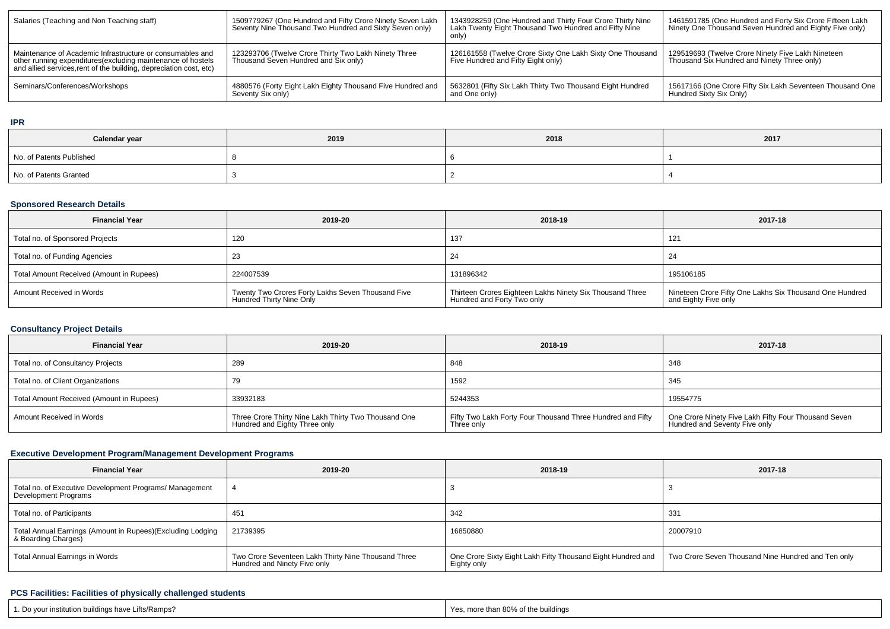| Salaries (Teaching and Non Teaching staff) | 1509779267 (One Hundred and Fifty Crore Ninety Seven Lakh Seventy Nine Thousand Two Hundred and Sixty Seven only) | 1343928259 (One Hundred and Thirty Four Crore Thirty Nine Lakh Twenty Eight Thousand Two Hundred and Fifty Nine only) | 1461591785 (One Hundred and Forty Six Crore Fifteen Lakh Ninety One Thousand Seven Hundred and Eighty Five only) |
|---|---|---|---|
| Maintenance of Academic Infrastructure or consumables and other running expenditures(excluding maintenance of hostels and allied services,rent of the building, depreciation cost, etc) | 123293706 (Twelve Crore Thirty Two Lakh Ninety Three Thousand Seven Hundred and Six only) | 126161558 (Twelve Crore Sixty One Lakh Sixty One Thousand Five Hundred and Fifty Eight only) | 129519693 (Twelve Crore Ninety Five Lakh Nineteen Thousand Six Hundred and Ninety Three only) |
| Seminars/Conferences/Workshops | 4880576 (Forty Eight Lakh Eighty Thousand Five Hundred and Seventy Six only) | 5632801 (Fifty Six Lakh Thirty Two Thousand Eight Hundred and One only) | 15617166 (One Crore Fifty Six Lakh Seventeen Thousand One Hundred Sixty Six Only) |

**IPR**

| Calendar year | 2019 | 2018 | 2017 |
|---|---|---|---|
| No. of Patents Published | 8 | 6 | 1 |
| No. of Patents Granted | 3 | 2 | 4 |

**Sponsored Research Details**

| Financial Year | 2019-20 | 2018-19 | 2017-18 |
|---|---|---|---|
| Total no. of Sponsored Projects | 120 | 137 | 121 |
| Total no. of Funding Agencies | 23 | 24 | 24 |
| Total Amount Received (Amount in Rupees) | 224007539 | 131896342 | 195106185 |
| Amount Received in Words | Twenty Two Crores Forty Lakhs Seven Thousand Five Hundred Thirty Nine Only | Thirteen Crores Eighteen Lakhs Ninety Six Thousand Three Hundred and Forty Two only | Nineteen Crore Fifty One Lakhs Six Thousand One Hundred and Eighty Five only |

**Consultancy Project Details**

| Financial Year | 2019-20 | 2018-19 | 2017-18 |
|---|---|---|---|
| Total no. of Consultancy Projects | 289 | 848 | 348 |
| Total no. of Client Organizations | 79 | 1592 | 345 |
| Total Amount Received (Amount in Rupees) | 33932183 | 5244353 | 19554775 |
| Amount Received in Words | Three Crore Thirty Nine Lakh Thirty Two Thousand One Hundred and Eighty Three only | Fifty Two Lakh Forty Four Thousand Three Hundred and Fifty Three only | One Crore Ninety Five Lakh Fifty Four Thousand Seven Hundred and Seventy Five only |

**Executive Development Program/Management Development Programs**

| Financial Year | 2019-20 | 2018-19 | 2017-18 |
|---|---|---|---|
| Total no. of Executive Development Programs/ Management Development Programs | 4 | 3 | 3 |
| Total no. of Participants | 451 | 342 | 331 |
| Total Annual Earnings (Amount in Rupees)(Excluding Lodging & Boarding Charges) | 21739395 | 16850880 | 20007910 |
| Total Annual Earnings in Words | Two Crore Seventeen Lakh Thirty Nine Thousand Three Hundred and Ninety Five only | One Crore Sixty Eight Lakh Fifty Thousand Eight Hundred and Eighty only | Two Crore Seven Thousand Nine Hundred and Ten only |

**PCS Facilities: Facilities of physically challenged students**

| 1. Do your institution buildings have Lifts/Ramps? | Yes, more than 80% of the buildings |
|---|---|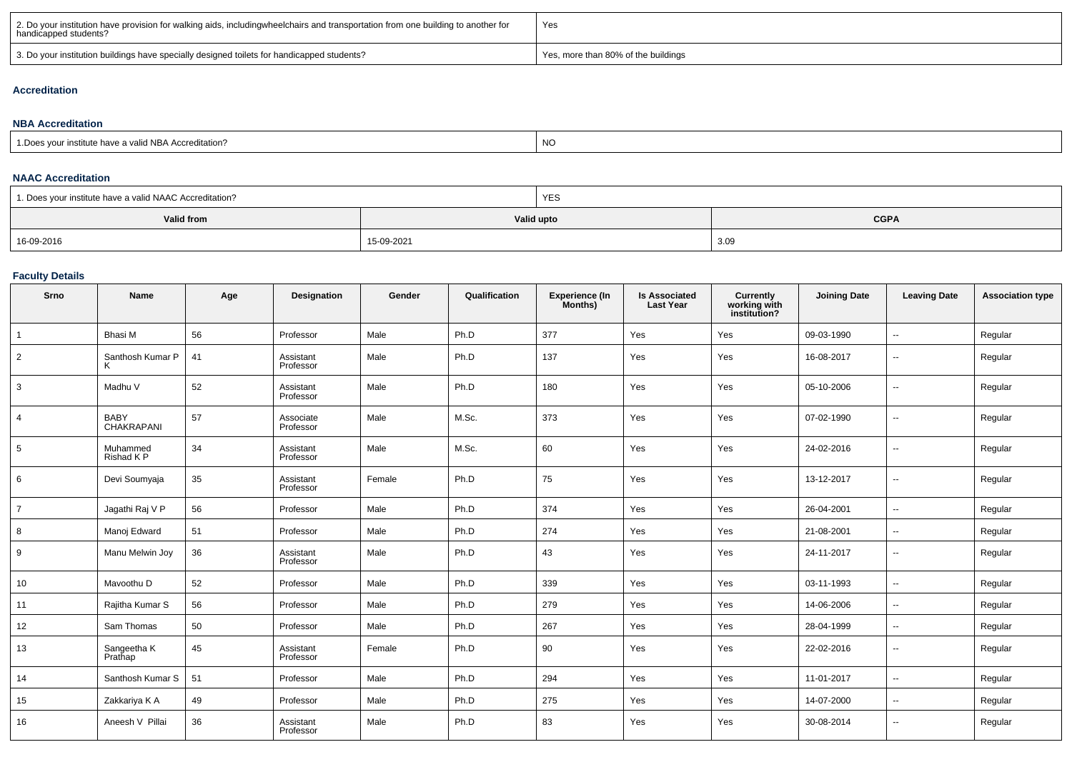| 2. Do your institution have provision for walking aids, includingwheelchairs and transportation from one building to another for handicapped students? | Yes |
|---|---|
| 3. Do your institution buildings have specially designed toilets for handicapped students? | Yes, more than 80% of the buildings |

### Accreditation

#### NBA Accreditation

| 1.Does your institute have a valid NBA Accreditation? | NO |
|---|---|

#### NAAC Accreditation

| 1. Does your institute have a valid NAAC Accreditation? | YES | |
|---|---|---|
| **Valid from** | **Valid upto** | **CGPA** |
| 16-09-2016 | 15-09-2021 | 3.09 |

### Faculty Details

| Srno | Name | Age | Designation | Gender | Qualification | Experience (In Months) | Is Associated Last Year | Currently working with institution? | Joining Date | Leaving Date | Association type |
|---|---|---|---|---|---|---|---|---|---|---|---|
| 1 | Bhasi M | 56 | Professor | Male | Ph.D | 377 | Yes | Yes | 09-03-1990 | -- | Regular |
| 2 | Santhosh Kumar P K | 41 | Assistant Professor | Male | Ph.D | 137 | Yes | Yes | 16-08-2017 | -- | Regular |
| 3 | Madhu V | 52 | Assistant Professor | Male | Ph.D | 180 | Yes | Yes | 05-10-2006 | -- | Regular |
| 4 | BABY CHAKRAPANI | 57 | Associate Professor | Male | M.Sc. | 373 | Yes | Yes | 07-02-1990 | -- | Regular |
| 5 | Muhammed Rishad K P | 34 | Assistant Professor | Male | M.Sc. | 60 | Yes | Yes | 24-02-2016 | -- | Regular |
| 6 | Devi Soumyaja | 35 | Assistant Professor | Female | Ph.D | 75 | Yes | Yes | 13-12-2017 | -- | Regular |
| 7 | Jagathi Raj V P | 56 | Professor | Male | Ph.D | 374 | Yes | Yes | 26-04-2001 | -- | Regular |
| 8 | Manoj Edward | 51 | Professor | Male | Ph.D | 274 | Yes | Yes | 21-08-2001 | -- | Regular |
| 9 | Manu Melwin Joy | 36 | Assistant Professor | Male | Ph.D | 43 | Yes | Yes | 24-11-2017 | -- | Regular |
| 10 | Mavoothu D | 52 | Professor | Male | Ph.D | 339 | Yes | Yes | 03-11-1993 | -- | Regular |
| 11 | Rajitha Kumar S | 56 | Professor | Male | Ph.D | 279 | Yes | Yes | 14-06-2006 | -- | Regular |
| 12 | Sam Thomas | 50 | Professor | Male | Ph.D | 267 | Yes | Yes | 28-04-1999 | -- | Regular |
| 13 | Sangeetha K Prathap | 45 | Assistant Professor | Female | Ph.D | 90 | Yes | Yes | 22-02-2016 | -- | Regular |
| 14 | Santhosh Kumar S | 51 | Professor | Male | Ph.D | 294 | Yes | Yes | 11-01-2017 | -- | Regular |
| 15 | Zakkariya K A | 49 | Professor | Male | Ph.D | 275 | Yes | Yes | 14-07-2000 | -- | Regular |
| 16 | Aneesh V Pillai | 36 | Assistant Professor | Male | Ph.D | 83 | Yes | Yes | 30-08-2014 | -- | Regular |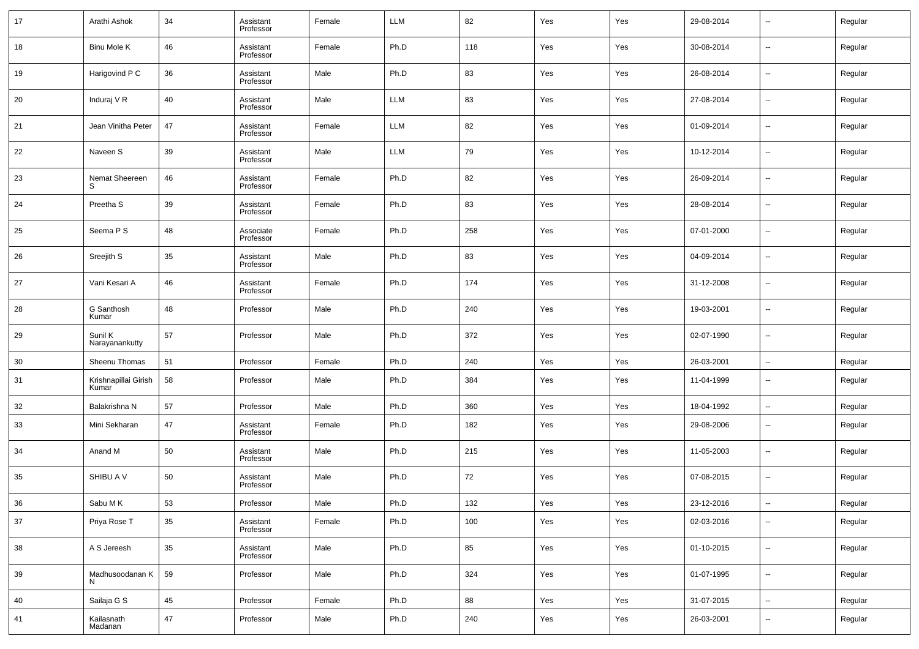| 17 | Arathi Ashok | 34 | Assistant Professor | Female | LLM | 82 | Yes | Yes | 29-08-2014 | -- | Regular |
|---|---|---|---|---|---|---|---|---|---|---|---|
| 18 | Binu Mole K | 46 | Assistant Professor | Female | Ph.D | 118 | Yes | Yes | 30-08-2014 | -- | Regular |
| 19 | Harigovind P C | 36 | Assistant Professor | Male | Ph.D | 83 | Yes | Yes | 26-08-2014 | -- | Regular |
| 20 | Induraj V R | 40 | Assistant Professor | Male | LLM | 83 | Yes | Yes | 27-08-2014 | -- | Regular |
| 21 | Jean Vinitha Peter | 47 | Assistant Professor | Female | LLM | 82 | Yes | Yes | 01-09-2014 | -- | Regular |
| 22 | Naveen S | 39 | Assistant Professor | Male | LLM | 79 | Yes | Yes | 10-12-2014 | -- | Regular |
| 23 | Nemat Sheereen S | 46 | Assistant Professor | Female | Ph.D | 82 | Yes | Yes | 26-09-2014 | -- | Regular |
| 24 | Preetha S | 39 | Assistant Professor | Female | Ph.D | 83 | Yes | Yes | 28-08-2014 | -- | Regular |
| 25 | Seema P S | 48 | Associate Professor | Female | Ph.D | 258 | Yes | Yes | 07-01-2000 | -- | Regular |
| 26 | Sreejith S | 35 | Assistant Professor | Male | Ph.D | 83 | Yes | Yes | 04-09-2014 | -- | Regular |
| 27 | Vani Kesari A | 46 | Assistant Professor | Female | Ph.D | 174 | Yes | Yes | 31-12-2008 | -- | Regular |
| 28 | G Santhosh Kumar | 48 | Professor | Male | Ph.D | 240 | Yes | Yes | 19-03-2001 | -- | Regular |
| 29 | Sunil K Narayanankutty | 57 | Professor | Male | Ph.D | 372 | Yes | Yes | 02-07-1990 | -- | Regular |
| 30 | Sheenu Thomas | 51 | Professor | Female | Ph.D | 240 | Yes | Yes | 26-03-2001 | -- | Regular |
| 31 | Krishnapillai Girish Kumar | 58 | Professor | Male | Ph.D | 384 | Yes | Yes | 11-04-1999 | -- | Regular |
| 32 | Balakrishna N | 57 | Professor | Male | Ph.D | 360 | Yes | Yes | 18-04-1992 | -- | Regular |
| 33 | Mini Sekharan | 47 | Assistant Professor | Female | Ph.D | 182 | Yes | Yes | 29-08-2006 | -- | Regular |
| 34 | Anand M | 50 | Assistant Professor | Male | Ph.D | 215 | Yes | Yes | 11-05-2003 | -- | Regular |
| 35 | SHIBU A V | 50 | Assistant Professor | Male | Ph.D | 72 | Yes | Yes | 07-08-2015 | -- | Regular |
| 36 | Sabu M K | 53 | Professor | Male | Ph.D | 132 | Yes | Yes | 23-12-2016 | -- | Regular |
| 37 | Priya Rose T | 35 | Assistant Professor | Female | Ph.D | 100 | Yes | Yes | 02-03-2016 | -- | Regular |
| 38 | A S Jereesh | 35 | Assistant Professor | Male | Ph.D | 85 | Yes | Yes | 01-10-2015 | -- | Regular |
| 39 | Madhusoodanan K N | 59 | Professor | Male | Ph.D | 324 | Yes | Yes | 01-07-1995 | -- | Regular |
| 40 | Sailaja G S | 45 | Professor | Female | Ph.D | 88 | Yes | Yes | 31-07-2015 | -- | Regular |
| 41 | Kailasnath Madanan | 47 | Professor | Male | Ph.D | 240 | Yes | Yes | 26-03-2001 | -- | Regular |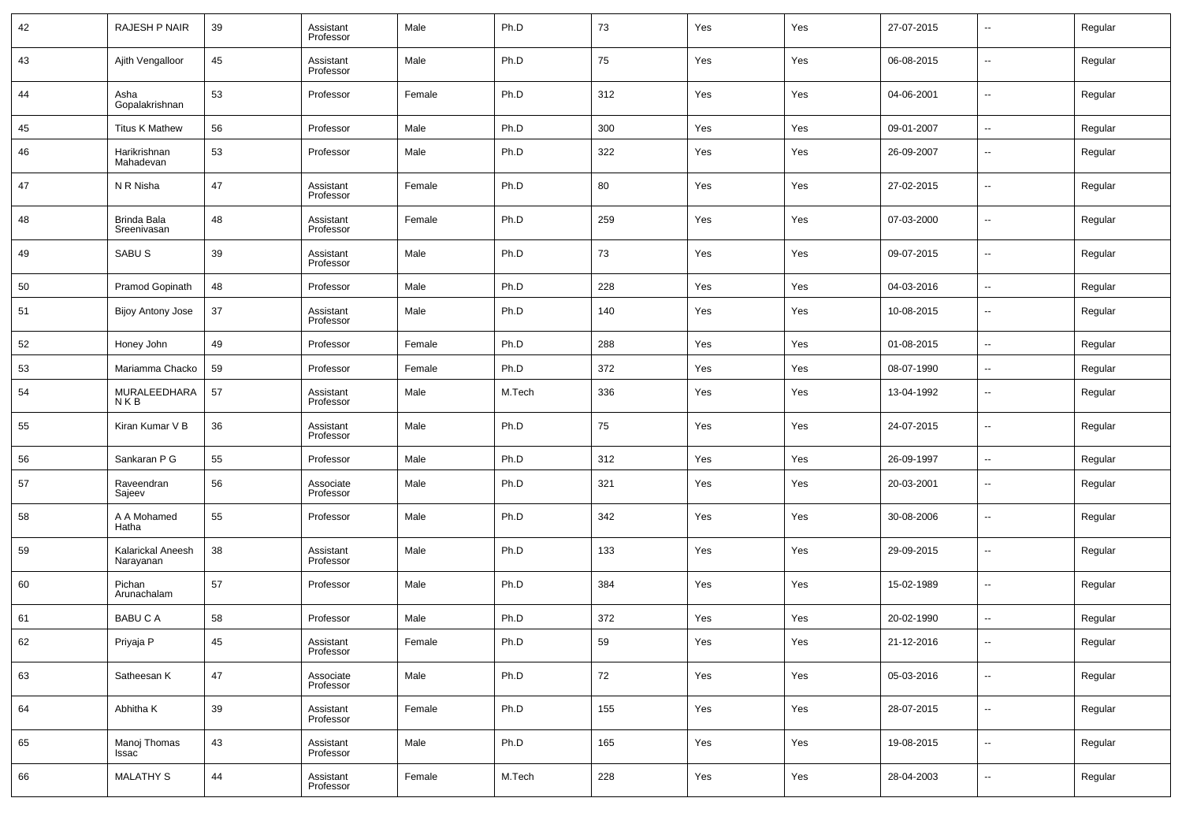| 42 | RAJESH P NAIR | 39 | Assistant Professor | Male | Ph.D | 73 | Yes | Yes | 27-07-2015 | -- | Regular |
|---|---|---|---|---|---|---|---|---|---|---|---|
| 43 | Ajith Vengalloor | 45 | Assistant Professor | Male | Ph.D | 75 | Yes | Yes | 06-08-2015 | -- | Regular |
| 44 | Asha Gopalakrishnan | 53 | Professor | Female | Ph.D | 312 | Yes | Yes | 04-06-2001 | -- | Regular |
| 45 | Titus K Mathew | 56 | Professor | Male | Ph.D | 300 | Yes | Yes | 09-01-2007 | -- | Regular |
| 46 | Harikrishnan Mahadevan | 53 | Professor | Male | Ph.D | 322 | Yes | Yes | 26-09-2007 | -- | Regular |
| 47 | N R Nisha | 47 | Assistant Professor | Female | Ph.D | 80 | Yes | Yes | 27-02-2015 | -- | Regular |
| 48 | Brinda Bala Sreenivasan | 48 | Assistant Professor | Female | Ph.D | 259 | Yes | Yes | 07-03-2000 | -- | Regular |
| 49 | SABU S | 39 | Assistant Professor | Male | Ph.D | 73 | Yes | Yes | 09-07-2015 | -- | Regular |
| 50 | Pramod Gopinath | 48 | Professor | Male | Ph.D | 228 | Yes | Yes | 04-03-2016 | -- | Regular |
| 51 | Bijoy Antony Jose | 37 | Assistant Professor | Male | Ph.D | 140 | Yes | Yes | 10-08-2015 | -- | Regular |
| 52 | Honey John | 49 | Professor | Female | Ph.D | 288 | Yes | Yes | 01-08-2015 | -- | Regular |
| 53 | Mariamma Chacko | 59 | Professor | Female | Ph.D | 372 | Yes | Yes | 08-07-1990 | -- | Regular |
| 54 | MURALEEDHARA N K B | 57 | Assistant Professor | Male | M.Tech | 336 | Yes | Yes | 13-04-1992 | -- | Regular |
| 55 | Kiran Kumar V B | 36 | Assistant Professor | Male | Ph.D | 75 | Yes | Yes | 24-07-2015 | -- | Regular |
| 56 | Sankaran P G | 55 | Professor | Male | Ph.D | 312 | Yes | Yes | 26-09-1997 | -- | Regular |
| 57 | Raveendran Sajeev | 56 | Associate Professor | Male | Ph.D | 321 | Yes | Yes | 20-03-2001 | -- | Regular |
| 58 | A A Mohamed Hatha | 55 | Professor | Male | Ph.D | 342 | Yes | Yes | 30-08-2006 | -- | Regular |
| 59 | Kalarickal Aneesh Narayanan | 38 | Assistant Professor | Male | Ph.D | 133 | Yes | Yes | 29-09-2015 | -- | Regular |
| 60 | Pichan Arunachalam | 57 | Professor | Male | Ph.D | 384 | Yes | Yes | 15-02-1989 | -- | Regular |
| 61 | BABU C A | 58 | Professor | Male | Ph.D | 372 | Yes | Yes | 20-02-1990 | -- | Regular |
| 62 | Priyaja P | 45 | Assistant Professor | Female | Ph.D | 59 | Yes | Yes | 21-12-2016 | -- | Regular |
| 63 | Satheesan K | 47 | Associate Professor | Male | Ph.D | 72 | Yes | Yes | 05-03-2016 | -- | Regular |
| 64 | Abhitha K | 39 | Assistant Professor | Female | Ph.D | 155 | Yes | Yes | 28-07-2015 | -- | Regular |
| 65 | Manoj Thomas Issac | 43 | Assistant Professor | Male | Ph.D | 165 | Yes | Yes | 19-08-2015 | -- | Regular |
| 66 | MALATHY S | 44 | Assistant Professor | Female | M.Tech | 228 | Yes | Yes | 28-04-2003 | -- | Regular |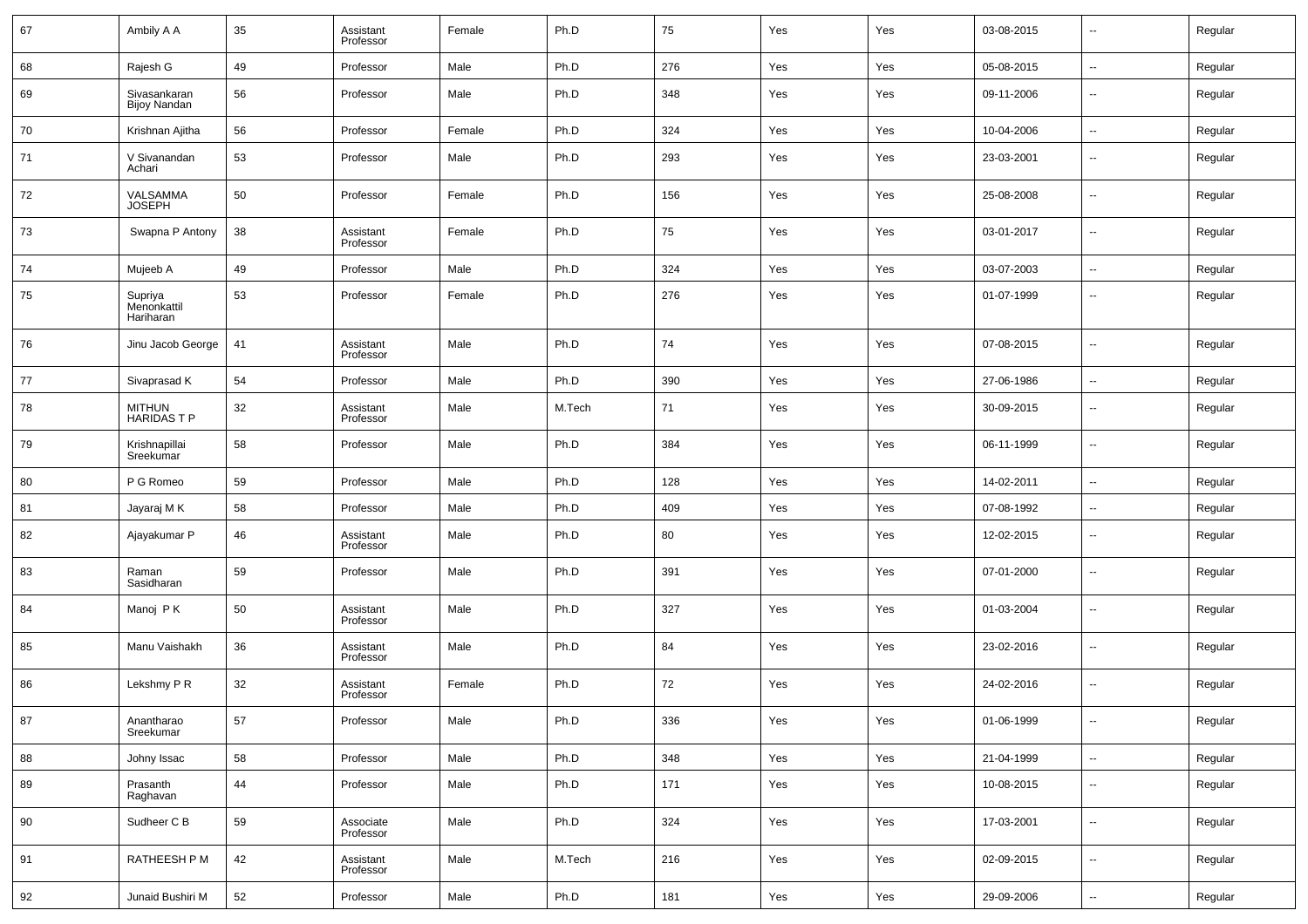| 67 | Ambily A A | 35 | Assistant Professor | Female | Ph.D | 75 | Yes | Yes | 03-08-2015 | -- | Regular |
|---|---|---|---|---|---|---|---|---|---|---|---|
| 68 | Rajesh G | 49 | Professor | Male | Ph.D | 276 | Yes | Yes | 05-08-2015 | -- | Regular |
| 69 | Sivasankaran Bijoy Nandan | 56 | Professor | Male | Ph.D | 348 | Yes | Yes | 09-11-2006 | -- | Regular |
| 70 | Krishnan Ajitha | 56 | Professor | Female | Ph.D | 324 | Yes | Yes | 10-04-2006 | -- | Regular |
| 71 | V Sivanandan Achari | 53 | Professor | Male | Ph.D | 293 | Yes | Yes | 23-03-2001 | -- | Regular |
| 72 | VALSAMMA JOSEPH | 50 | Professor | Female | Ph.D | 156 | Yes | Yes | 25-08-2008 | -- | Regular |
| 73 | Swapna P Antony | 38 | Assistant Professor | Female | Ph.D | 75 | Yes | Yes | 03-01-2017 | -- | Regular |
| 74 | Mujeeb A | 49 | Professor | Male | Ph.D | 324 | Yes | Yes | 03-07-2003 | -- | Regular |
| 75 | Supriya Menonkattil Hariharan | 53 | Professor | Female | Ph.D | 276 | Yes | Yes | 01-07-1999 | -- | Regular |
| 76 | Jinu Jacob George | 41 | Assistant Professor | Male | Ph.D | 74 | Yes | Yes | 07-08-2015 | -- | Regular |
| 77 | Sivaprasad K | 54 | Professor | Male | Ph.D | 390 | Yes | Yes | 27-06-1986 | -- | Regular |
| 78 | MITHUN HARIDAS T P | 32 | Assistant Professor | Male | M.Tech | 71 | Yes | Yes | 30-09-2015 | -- | Regular |
| 79 | Krishnapillai Sreekumar | 58 | Professor | Male | Ph.D | 384 | Yes | Yes | 06-11-1999 | -- | Regular |
| 80 | P G Romeo | 59 | Professor | Male | Ph.D | 128 | Yes | Yes | 14-02-2011 | -- | Regular |
| 81 | Jayaraj M K | 58 | Professor | Male | Ph.D | 409 | Yes | Yes | 07-08-1992 | -- | Regular |
| 82 | Ajayakumar P | 46 | Assistant Professor | Male | Ph.D | 80 | Yes | Yes | 12-02-2015 | -- | Regular |
| 83 | Raman Sasidharan | 59 | Professor | Male | Ph.D | 391 | Yes | Yes | 07-01-2000 | -- | Regular |
| 84 | Manoj P K | 50 | Assistant Professor | Male | Ph.D | 327 | Yes | Yes | 01-03-2004 | -- | Regular |
| 85 | Manu Vaishakh | 36 | Assistant Professor | Male | Ph.D | 84 | Yes | Yes | 23-02-2016 | -- | Regular |
| 86 | Lekshmy P R | 32 | Assistant Professor | Female | Ph.D | 72 | Yes | Yes | 24-02-2016 | -- | Regular |
| 87 | Anantharao Sreekumar | 57 | Professor | Male | Ph.D | 336 | Yes | Yes | 01-06-1999 | -- | Regular |
| 88 | Johny Issac | 58 | Professor | Male | Ph.D | 348 | Yes | Yes | 21-04-1999 | -- | Regular |
| 89 | Prasanth Raghavan | 44 | Professor | Male | Ph.D | 171 | Yes | Yes | 10-08-2015 | -- | Regular |
| 90 | Sudheer C B | 59 | Associate Professor | Male | Ph.D | 324 | Yes | Yes | 17-03-2001 | -- | Regular |
| 91 | RATHEESH P M | 42 | Assistant Professor | Male | M.Tech | 216 | Yes | Yes | 02-09-2015 | -- | Regular |
| 92 | Junaid Bushiri M | 52 | Professor | Male | Ph.D | 181 | Yes | Yes | 29-09-2006 | -- | Regular |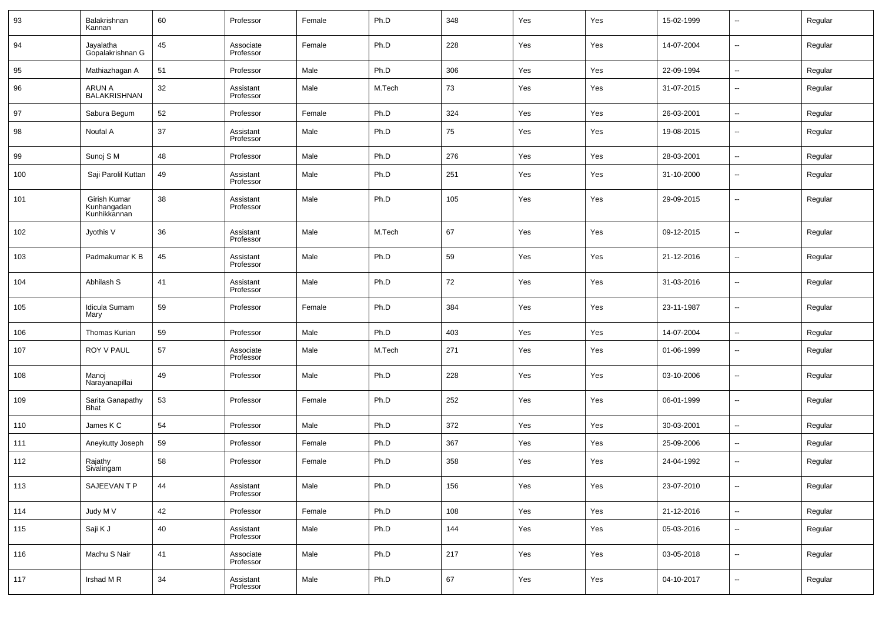| 93 | Balakrishnan Kannan | 60 | Professor | Female | Ph.D | 348 | Yes | Yes | 15-02-1999 | -- | Regular |
|---|---|---|---|---|---|---|---|---|---|---|---|
| 94 | Jayalatha Gopalakrishnan G | 45 | Associate Professor | Female | Ph.D | 228 | Yes | Yes | 14-07-2004 | -- | Regular |
| 95 | Mathiazhagan A | 51 | Professor | Male | Ph.D | 306 | Yes | Yes | 22-09-1994 | -- | Regular |
| 96 | ARUN A BALAKRISHNAN | 32 | Assistant Professor | Male | M.Tech | 73 | Yes | Yes | 31-07-2015 | -- | Regular |
| 97 | Sabura Begum | 52 | Professor | Female | Ph.D | 324 | Yes | Yes | 26-03-2001 | -- | Regular |
| 98 | Noufal A | 37 | Assistant Professor | Male | Ph.D | 75 | Yes | Yes | 19-08-2015 | -- | Regular |
| 99 | Sunoj S M | 48 | Professor | Male | Ph.D | 276 | Yes | Yes | 28-03-2001 | -- | Regular |
| 100 | Saji Parolil Kuttan | 49 | Assistant Professor | Male | Ph.D | 251 | Yes | Yes | 31-10-2000 | -- | Regular |
| 101 | Girish Kumar Kunhangadan Kunhikkannan | 38 | Assistant Professor | Male | Ph.D | 105 | Yes | Yes | 29-09-2015 | -- | Regular |
| 102 | Jyothis V | 36 | Assistant Professor | Male | M.Tech | 67 | Yes | Yes | 09-12-2015 | -- | Regular |
| 103 | Padmakumar K B | 45 | Assistant Professor | Male | Ph.D | 59 | Yes | Yes | 21-12-2016 | -- | Regular |
| 104 | Abhilash S | 41 | Assistant Professor | Male | Ph.D | 72 | Yes | Yes | 31-03-2016 | -- | Regular |
| 105 | Idicula Sumam Mary | 59 | Professor | Female | Ph.D | 384 | Yes | Yes | 23-11-1987 | -- | Regular |
| 106 | Thomas Kurian | 59 | Professor | Male | Ph.D | 403 | Yes | Yes | 14-07-2004 | -- | Regular |
| 107 | ROY V PAUL | 57 | Associate Professor | Male | M.Tech | 271 | Yes | Yes | 01-06-1999 | -- | Regular |
| 108 | Manoj Narayanapillai | 49 | Professor | Male | Ph.D | 228 | Yes | Yes | 03-10-2006 | -- | Regular |
| 109 | Sarita Ganapathy Bhat | 53 | Professor | Female | Ph.D | 252 | Yes | Yes | 06-01-1999 | -- | Regular |
| 110 | James K C | 54 | Professor | Male | Ph.D | 372 | Yes | Yes | 30-03-2001 | -- | Regular |
| 111 | Aneykutty Joseph | 59 | Professor | Female | Ph.D | 367 | Yes | Yes | 25-09-2006 | -- | Regular |
| 112 | Rajathy Sivalingam | 58 | Professor | Female | Ph.D | 358 | Yes | Yes | 24-04-1992 | -- | Regular |
| 113 | SAJEEVAN T P | 44 | Assistant Professor | Male | Ph.D | 156 | Yes | Yes | 23-07-2010 | -- | Regular |
| 114 | Judy M V | 42 | Professor | Female | Ph.D | 108 | Yes | Yes | 21-12-2016 | -- | Regular |
| 115 | Saji K J | 40 | Assistant Professor | Male | Ph.D | 144 | Yes | Yes | 05-03-2016 | -- | Regular |
| 116 | Madhu S Nair | 41 | Associate Professor | Male | Ph.D | 217 | Yes | Yes | 03-05-2018 | -- | Regular |
| 117 | Irshad M R | 34 | Assistant Professor | Male | Ph.D | 67 | Yes | Yes | 04-10-2017 | -- | Regular |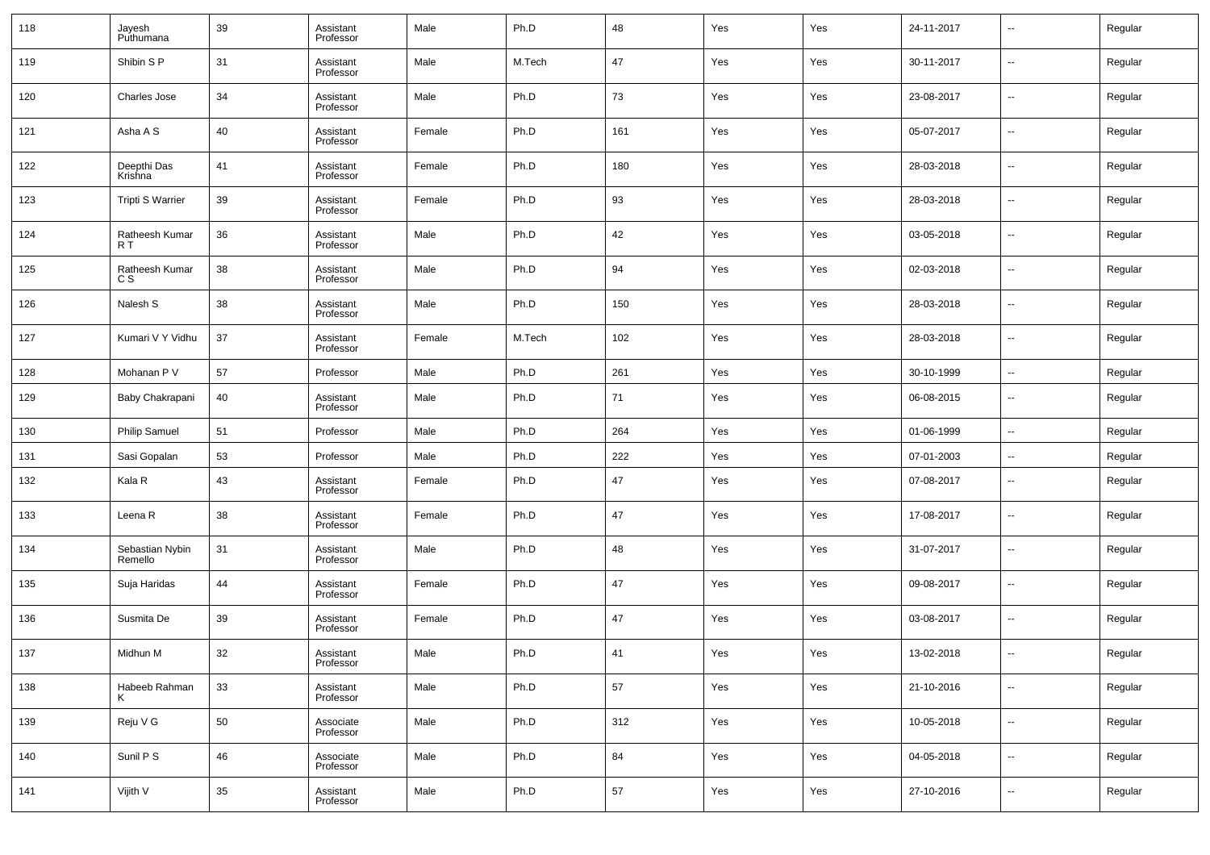| 118 | Jayesh Puthumana | 39 | Assistant Professor | Male | Ph.D | 48 | Yes | Yes | 24-11-2017 | -- | Regular |
|---|---|---|---|---|---|---|---|---|---|---|---|
| 119 | Shibin S P | 31 | Assistant Professor | Male | M.Tech | 47 | Yes | Yes | 30-11-2017 | -- | Regular |
| 120 | Charles Jose | 34 | Assistant Professor | Male | Ph.D | 73 | Yes | Yes | 23-08-2017 | -- | Regular |
| 121 | Asha A S | 40 | Assistant Professor | Female | Ph.D | 161 | Yes | Yes | 05-07-2017 | -- | Regular |
| 122 | Deepthi Das Krishna | 41 | Assistant Professor | Female | Ph.D | 180 | Yes | Yes | 28-03-2018 | -- | Regular |
| 123 | Tripti S Warrier | 39 | Assistant Professor | Female | Ph.D | 93 | Yes | Yes | 28-03-2018 | -- | Regular |
| 124 | Ratheesh Kumar R T | 36 | Assistant Professor | Male | Ph.D | 42 | Yes | Yes | 03-05-2018 | -- | Regular |
| 125 | Ratheesh Kumar C S | 38 | Assistant Professor | Male | Ph.D | 94 | Yes | Yes | 02-03-2018 | -- | Regular |
| 126 | Nalesh S | 38 | Assistant Professor | Male | Ph.D | 150 | Yes | Yes | 28-03-2018 | -- | Regular |
| 127 | Kumari V Y Vidhu | 37 | Assistant Professor | Female | M.Tech | 102 | Yes | Yes | 28-03-2018 | -- | Regular |
| 128 | Mohanan P V | 57 | Professor | Male | Ph.D | 261 | Yes | Yes | 30-10-1999 | -- | Regular |
| 129 | Baby Chakrapani | 40 | Assistant Professor | Male | Ph.D | 71 | Yes | Yes | 06-08-2015 | -- | Regular |
| 130 | Philip Samuel | 51 | Professor | Male | Ph.D | 264 | Yes | Yes | 01-06-1999 | -- | Regular |
| 131 | Sasi Gopalan | 53 | Professor | Male | Ph.D | 222 | Yes | Yes | 07-01-2003 | -- | Regular |
| 132 | Kala R | 43 | Assistant Professor | Female | Ph.D | 47 | Yes | Yes | 07-08-2017 | -- | Regular |
| 133 | Leena R | 38 | Assistant Professor | Female | Ph.D | 47 | Yes | Yes | 17-08-2017 | -- | Regular |
| 134 | Sebastian Nybin Remello | 31 | Assistant Professor | Male | Ph.D | 48 | Yes | Yes | 31-07-2017 | -- | Regular |
| 135 | Suja Haridas | 44 | Assistant Professor | Female | Ph.D | 47 | Yes | Yes | 09-08-2017 | -- | Regular |
| 136 | Susmita De | 39 | Assistant Professor | Female | Ph.D | 47 | Yes | Yes | 03-08-2017 | -- | Regular |
| 137 | Midhun M | 32 | Assistant Professor | Male | Ph.D | 41 | Yes | Yes | 13-02-2018 | -- | Regular |
| 138 | Habeeb Rahman K | 33 | Assistant Professor | Male | Ph.D | 57 | Yes | Yes | 21-10-2016 | -- | Regular |
| 139 | Reju V G | 50 | Associate Professor | Male | Ph.D | 312 | Yes | Yes | 10-05-2018 | -- | Regular |
| 140 | Sunil P S | 46 | Associate Professor | Male | Ph.D | 84 | Yes | Yes | 04-05-2018 | -- | Regular |
| 141 | Vijith V | 35 | Assistant Professor | Male | Ph.D | 57 | Yes | Yes | 27-10-2016 | -- | Regular |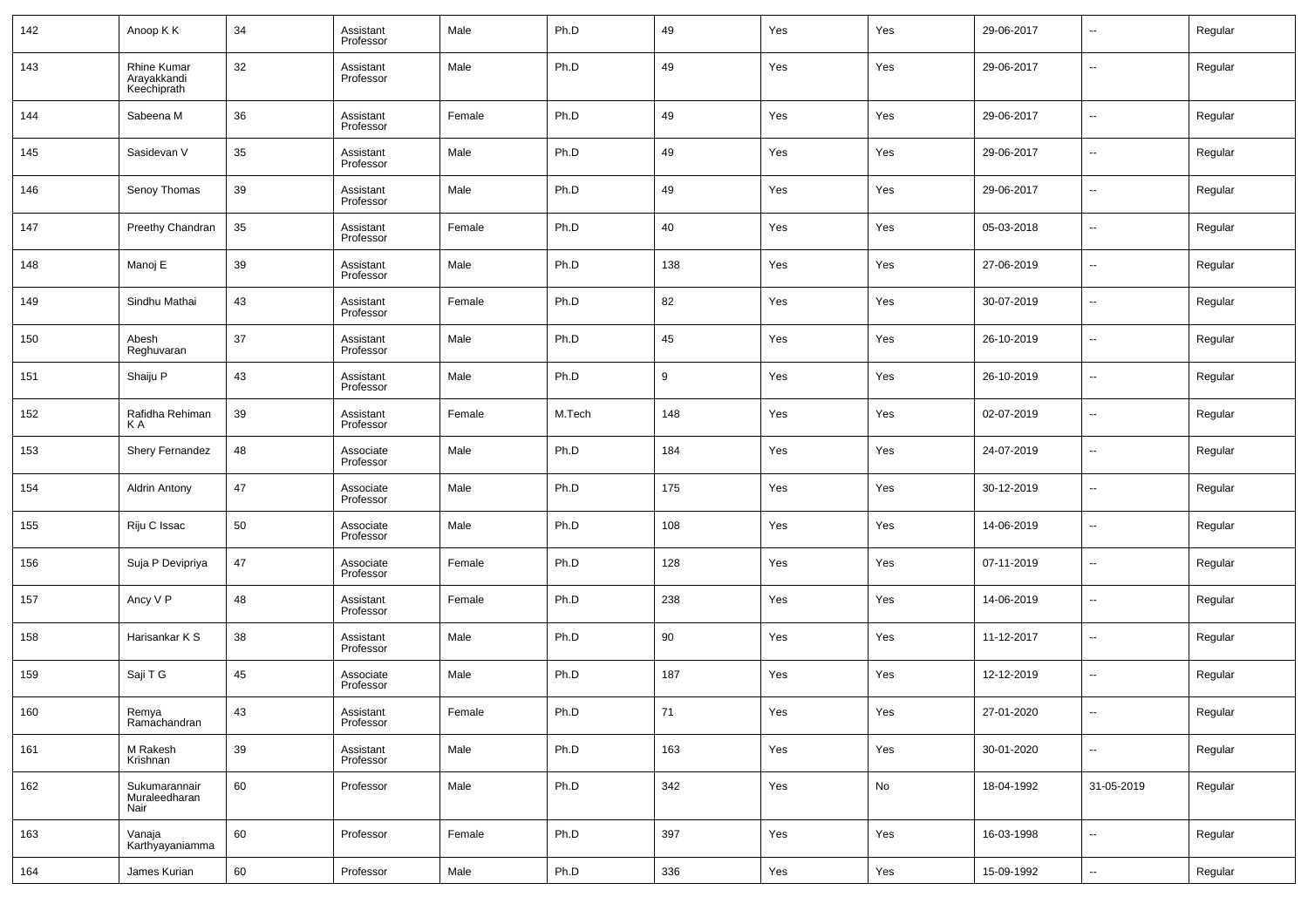| 142 | Anoop K K | 34 | Assistant Professor | Male | Ph.D | 49 | Yes | Yes | 29-06-2017 | -- | Regular |
|---|---|---|---|---|---|---|---|---|---|---|---|
| 143 | Rhine Kumar Arayakkandi Keechiprath | 32 | Assistant Professor | Male | Ph.D | 49 | Yes | Yes | 29-06-2017 | -- | Regular |
| 144 | Sabeena M | 36 | Assistant Professor | Female | Ph.D | 49 | Yes | Yes | 29-06-2017 | -- | Regular |
| 145 | Sasidevan V | 35 | Assistant Professor | Male | Ph.D | 49 | Yes | Yes | 29-06-2017 | -- | Regular |
| 146 | Senoy Thomas | 39 | Assistant Professor | Male | Ph.D | 49 | Yes | Yes | 29-06-2017 | -- | Regular |
| 147 | Preethy Chandran | 35 | Assistant Professor | Female | Ph.D | 40 | Yes | Yes | 05-03-2018 | -- | Regular |
| 148 | Manoj E | 39 | Assistant Professor | Male | Ph.D | 138 | Yes | Yes | 27-06-2019 | -- | Regular |
| 149 | Sindhu Mathai | 43 | Assistant Professor | Female | Ph.D | 82 | Yes | Yes | 30-07-2019 | -- | Regular |
| 150 | Abesh Reghuvaran | 37 | Assistant Professor | Male | Ph.D | 45 | Yes | Yes | 26-10-2019 | -- | Regular |
| 151 | Shaiju P | 43 | Assistant Professor | Male | Ph.D | 9 | Yes | Yes | 26-10-2019 | -- | Regular |
| 152 | Rafidha Rehiman K A | 39 | Assistant Professor | Female | M.Tech | 148 | Yes | Yes | 02-07-2019 | -- | Regular |
| 153 | Shery Fernandez | 48 | Associate Professor | Male | Ph.D | 184 | Yes | Yes | 24-07-2019 | -- | Regular |
| 154 | Aldrin Antony | 47 | Associate Professor | Male | Ph.D | 175 | Yes | Yes | 30-12-2019 | -- | Regular |
| 155 | Riju C Issac | 50 | Associate Professor | Male | Ph.D | 108 | Yes | Yes | 14-06-2019 | -- | Regular |
| 156 | Suja P Devipriya | 47 | Associate Professor | Female | Ph.D | 128 | Yes | Yes | 07-11-2019 | -- | Regular |
| 157 | Ancy V P | 48 | Assistant Professor | Female | Ph.D | 238 | Yes | Yes | 14-06-2019 | -- | Regular |
| 158 | Harisankar K S | 38 | Assistant Professor | Male | Ph.D | 90 | Yes | Yes | 11-12-2017 | -- | Regular |
| 159 | Saji T G | 45 | Associate Professor | Male | Ph.D | 187 | Yes | Yes | 12-12-2019 | -- | Regular |
| 160 | Remya Ramachandran | 43 | Assistant Professor | Female | Ph.D | 71 | Yes | Yes | 27-01-2020 | -- | Regular |
| 161 | M Rakesh Krishnan | 39 | Assistant Professor | Male | Ph.D | 163 | Yes | Yes | 30-01-2020 | -- | Regular |
| 162 | Sukumarannair Muraleedharan Nair | 60 | Professor | Male | Ph.D | 342 | Yes | No | 18-04-1992 | 31-05-2019 | Regular |
| 163 | Vanaja Karthyayaniamma | 60 | Professor | Female | Ph.D | 397 | Yes | Yes | 16-03-1998 | -- | Regular |
| 164 | James Kurian | 60 | Professor | Male | Ph.D | 336 | Yes | Yes | 15-09-1992 | -- | Regular |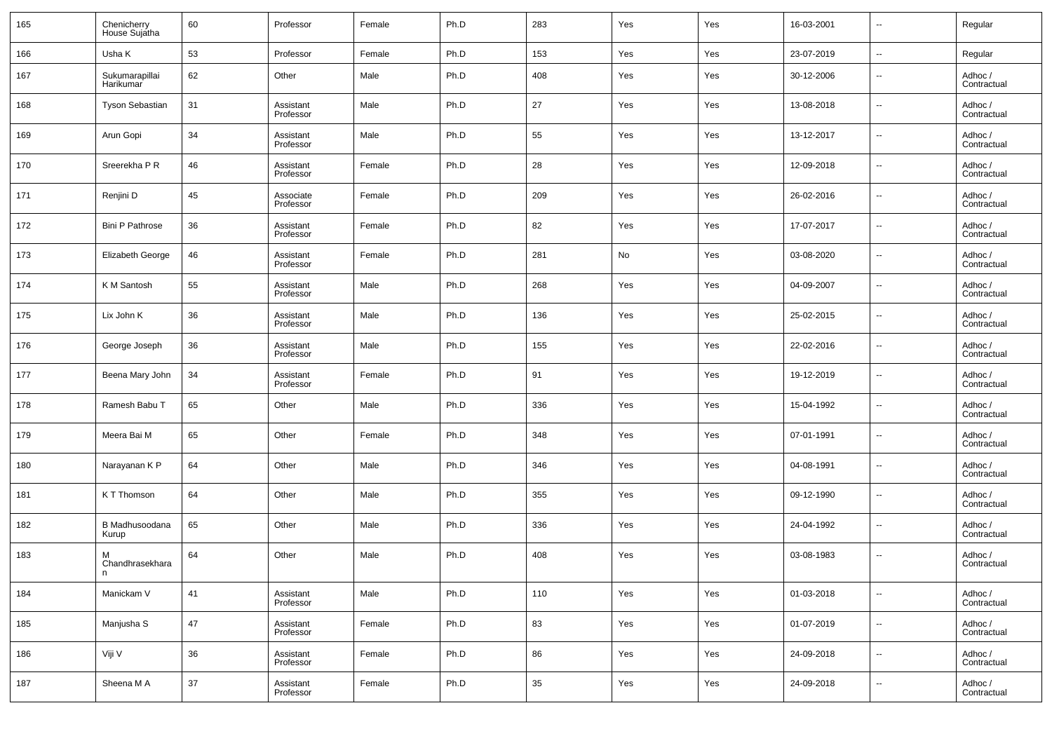| 165 | Chenicherry House Sujatha | 60 | Professor | Female | Ph.D | 283 | Yes | Yes | 16-03-2001 | -- | Regular |
|---|---|---|---|---|---|---|---|---|---|---|---|
| 166 | Usha K | 53 | Professor | Female | Ph.D | 153 | Yes | Yes | 23-07-2019 | -- | Regular |
| 167 | Sukumarapillai Harikumar | 62 | Other | Male | Ph.D | 408 | Yes | Yes | 30-12-2006 | -- | Adhoc / Contractual |
| 168 | Tyson Sebastian | 31 | Assistant Professor | Male | Ph.D | 27 | Yes | Yes | 13-08-2018 | -- | Adhoc / Contractual |
| 169 | Arun Gopi | 34 | Assistant Professor | Male | Ph.D | 55 | Yes | Yes | 13-12-2017 | -- | Adhoc / Contractual |
| 170 | Sreerekha P R | 46 | Assistant Professor | Female | Ph.D | 28 | Yes | Yes | 12-09-2018 | -- | Adhoc / Contractual |
| 171 | Renjini D | 45 | Associate Professor | Female | Ph.D | 209 | Yes | Yes | 26-02-2016 | -- | Adhoc / Contractual |
| 172 | Bini P Pathrose | 36 | Assistant Professor | Female | Ph.D | 82 | Yes | Yes | 17-07-2017 | -- | Adhoc / Contractual |
| 173 | Elizabeth George | 46 | Assistant Professor | Female | Ph.D | 281 | No | Yes | 03-08-2020 | -- | Adhoc / Contractual |
| 174 | K M Santosh | 55 | Assistant Professor | Male | Ph.D | 268 | Yes | Yes | 04-09-2007 | -- | Adhoc / Contractual |
| 175 | Lix John K | 36 | Assistant Professor | Male | Ph.D | 136 | Yes | Yes | 25-02-2015 | -- | Adhoc / Contractual |
| 176 | George Joseph | 36 | Assistant Professor | Male | Ph.D | 155 | Yes | Yes | 22-02-2016 | -- | Adhoc / Contractual |
| 177 | Beena Mary John | 34 | Assistant Professor | Female | Ph.D | 91 | Yes | Yes | 19-12-2019 | -- | Adhoc / Contractual |
| 178 | Ramesh Babu T | 65 | Other | Male | Ph.D | 336 | Yes | Yes | 15-04-1992 | -- | Adhoc / Contractual |
| 179 | Meera Bai M | 65 | Other | Female | Ph.D | 348 | Yes | Yes | 07-01-1991 | -- | Adhoc / Contractual |
| 180 | Narayanan K P | 64 | Other | Male | Ph.D | 346 | Yes | Yes | 04-08-1991 | -- | Adhoc / Contractual |
| 181 | K T Thomson | 64 | Other | Male | Ph.D | 355 | Yes | Yes | 09-12-1990 | -- | Adhoc / Contractual |
| 182 | B Madhusoodana Kurup | 65 | Other | Male | Ph.D | 336 | Yes | Yes | 24-04-1992 | -- | Adhoc / Contractual |
| 183 | M Chandhrasekharan | 64 | Other | Male | Ph.D | 408 | Yes | Yes | 03-08-1983 | -- | Adhoc / Contractual |
| 184 | Manickam V | 41 | Assistant Professor | Male | Ph.D | 110 | Yes | Yes | 01-03-2018 | -- | Adhoc / Contractual |
| 185 | Manjusha S | 47 | Assistant Professor | Female | Ph.D | 83 | Yes | Yes | 01-07-2019 | -- | Adhoc / Contractual |
| 186 | Viji V | 36 | Assistant Professor | Female | Ph.D | 86 | Yes | Yes | 24-09-2018 | -- | Adhoc / Contractual |
| 187 | Sheena M A | 37 | Assistant Professor | Female | Ph.D | 35 | Yes | Yes | 24-09-2018 | -- | Adhoc / Contractual |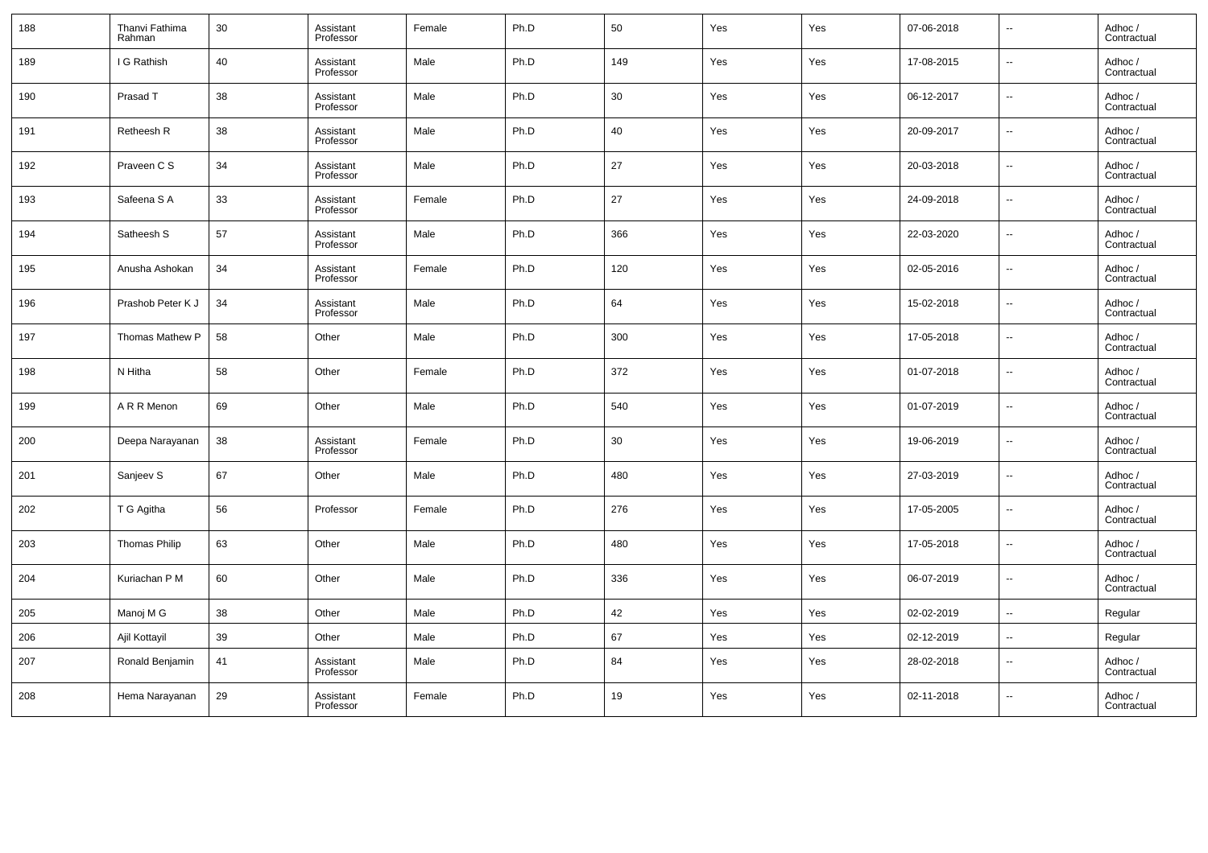| | | | | | | | | | | | |
|---|---|---|---|---|---|---|---|---|---|---|---|
| 188 | Thanvi Fathima Rahman | 30 | Assistant Professor | Female | Ph.D | 50 | Yes | Yes | 07-06-2018 | -- | Adhoc / Contractual |
| 189 | I G Rathish | 40 | Assistant Professor | Male | Ph.D | 149 | Yes | Yes | 17-08-2015 | -- | Adhoc / Contractual |
| 190 | Prasad T | 38 | Assistant Professor | Male | Ph.D | 30 | Yes | Yes | 06-12-2017 | -- | Adhoc / Contractual |
| 191 | Retheesh R | 38 | Assistant Professor | Male | Ph.D | 40 | Yes | Yes | 20-09-2017 | -- | Adhoc / Contractual |
| 192 | Praveen C S | 34 | Assistant Professor | Male | Ph.D | 27 | Yes | Yes | 20-03-2018 | -- | Adhoc / Contractual |
| 193 | Safeena S A | 33 | Assistant Professor | Female | Ph.D | 27 | Yes | Yes | 24-09-2018 | -- | Adhoc / Contractual |
| 194 | Satheesh S | 57 | Assistant Professor | Male | Ph.D | 366 | Yes | Yes | 22-03-2020 | -- | Adhoc / Contractual |
| 195 | Anusha Ashokan | 34 | Assistant Professor | Female | Ph.D | 120 | Yes | Yes | 02-05-2016 | -- | Adhoc / Contractual |
| 196 | Prashob Peter K J | 34 | Assistant Professor | Male | Ph.D | 64 | Yes | Yes | 15-02-2018 | -- | Adhoc / Contractual |
| 197 | Thomas Mathew P | 58 | Other | Male | Ph.D | 300 | Yes | Yes | 17-05-2018 | -- | Adhoc / Contractual |
| 198 | N Hitha | 58 | Other | Female | Ph.D | 372 | Yes | Yes | 01-07-2018 | -- | Adhoc / Contractual |
| 199 | A R R Menon | 69 | Other | Male | Ph.D | 540 | Yes | Yes | 01-07-2019 | -- | Adhoc / Contractual |
| 200 | Deepa Narayanan | 38 | Assistant Professor | Female | Ph.D | 30 | Yes | Yes | 19-06-2019 | -- | Adhoc / Contractual |
| 201 | Sanjeev S | 67 | Other | Male | Ph.D | 480 | Yes | Yes | 27-03-2019 | -- | Adhoc / Contractual |
| 202 | T G Agitha | 56 | Professor | Female | Ph.D | 276 | Yes | Yes | 17-05-2005 | -- | Adhoc / Contractual |
| 203 | Thomas Philip | 63 | Other | Male | Ph.D | 480 | Yes | Yes | 17-05-2018 | -- | Adhoc / Contractual |
| 204 | Kuriachan P M | 60 | Other | Male | Ph.D | 336 | Yes | Yes | 06-07-2019 | -- | Adhoc / Contractual |
| 205 | Manoj M G | 38 | Other | Male | Ph.D | 42 | Yes | Yes | 02-02-2019 | -- | Regular |
| 206 | Ajil Kottayil | 39 | Other | Male | Ph.D | 67 | Yes | Yes | 02-12-2019 | -- | Regular |
| 207 | Ronald Benjamin | 41 | Assistant Professor | Male | Ph.D | 84 | Yes | Yes | 28-02-2018 | -- | Adhoc / Contractual |
| 208 | Hema Narayanan | 29 | Assistant Professor | Female | Ph.D | 19 | Yes | Yes | 02-11-2018 | -- | Adhoc / Contractual |